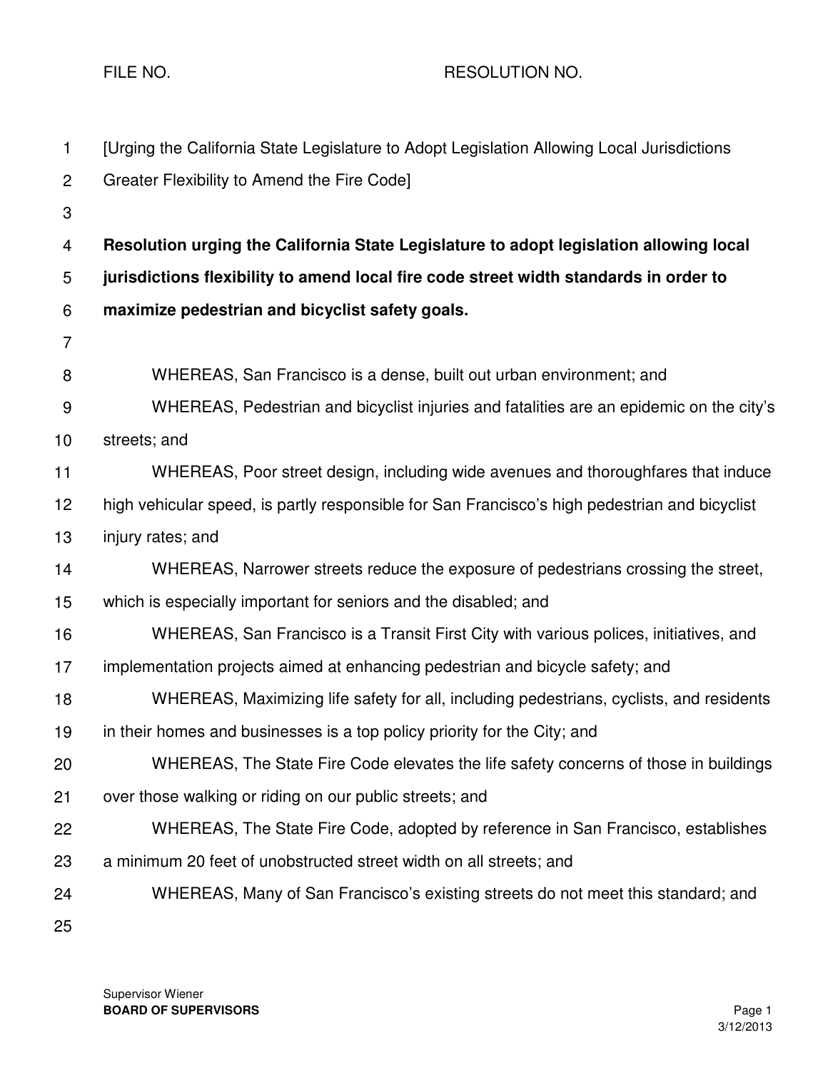FILE NO. RESOLUTION NO.

[Urging the California State Legislature to Adopt Legislation Allowing Local Jurisdictions Greater Flexibility to Amend the Fire Code]

**Resolution urging the California State Legislature to adopt legislation allowing local jurisdictions flexibility to amend local fire code street width standards in order to maximize pedestrian and bicyclist safety goals.**

WHEREAS, San Francisco is a dense, built out urban environment; and

WHEREAS, Pedestrian and bicyclist injuries and fatalities are an epidemic on the city's streets; and

WHEREAS, Poor street design, including wide avenues and thoroughfares that induce high vehicular speed, is partly responsible for San Francisco's high pedestrian and bicyclist injury rates; and

WHEREAS, Narrower streets reduce the exposure of pedestrians crossing the street, which is especially important for seniors and the disabled; and

WHEREAS, San Francisco is a Transit First City with various polices, initiatives, and implementation projects aimed at enhancing pedestrian and bicycle safety; and

WHEREAS, Maximizing life safety for all, including pedestrians, cyclists, and residents in their homes and businesses is a top policy priority for the City; and

WHEREAS, The State Fire Code elevates the life safety concerns of those in buildings over those walking or riding on our public streets; and

WHEREAS, The State Fire Code, adopted by reference in San Francisco, establishes a minimum 20 feet of unobstructed street width on all streets; and

WHEREAS, Many of San Francisco's existing streets do not meet this standard; and

Supervisor Wiener
**BOARD OF SUPERVISORS**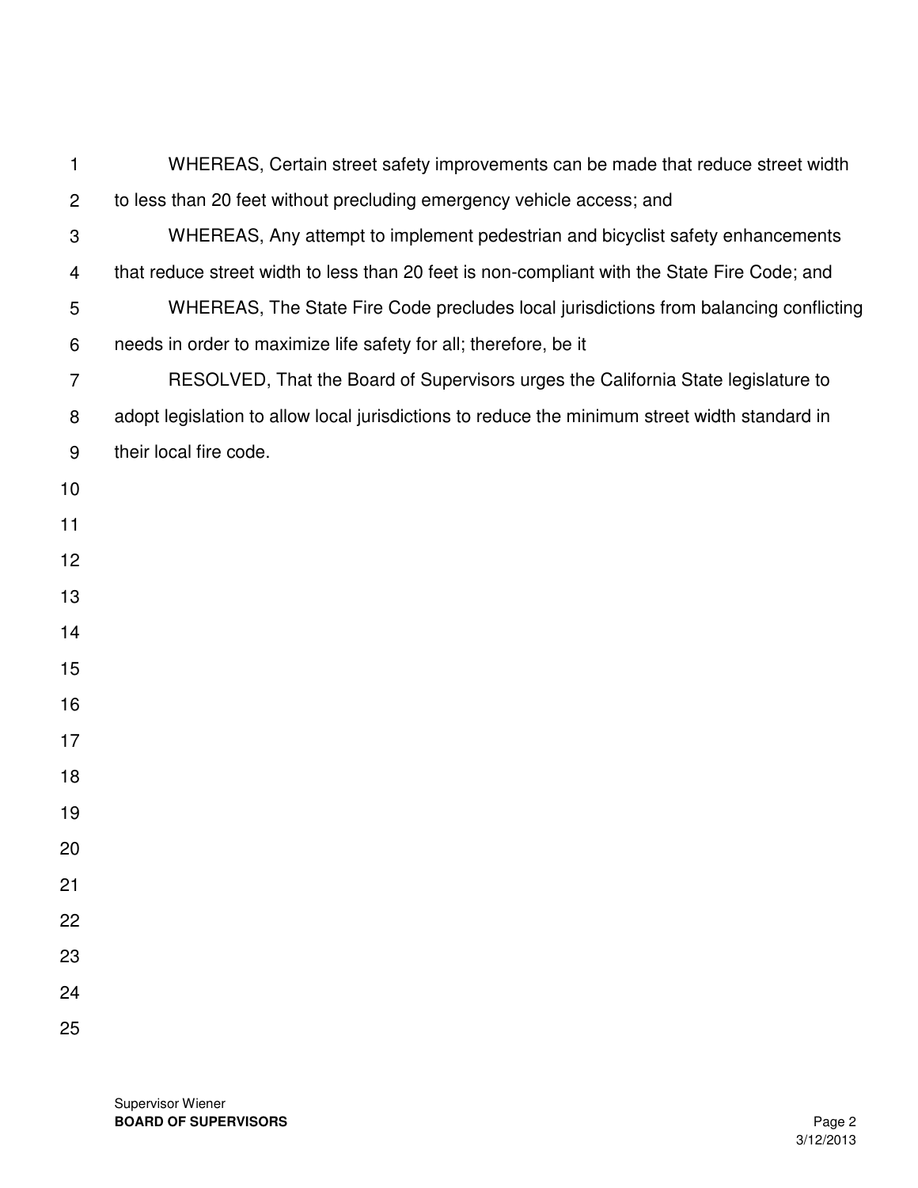WHEREAS, Certain street safety improvements can be made that reduce street width to less than 20 feet without precluding emergency vehicle access; and

WHEREAS, Any attempt to implement pedestrian and bicyclist safety enhancements that reduce street width to less than 20 feet is non-compliant with the State Fire Code; and

WHEREAS, The State Fire Code precludes local jurisdictions from balancing conflicting needs in order to maximize life safety for all; therefore, be it

RESOLVED, That the Board of Supervisors urges the California State legislature to adopt legislation to allow local jurisdictions to reduce the minimum street width standard in their local fire code.